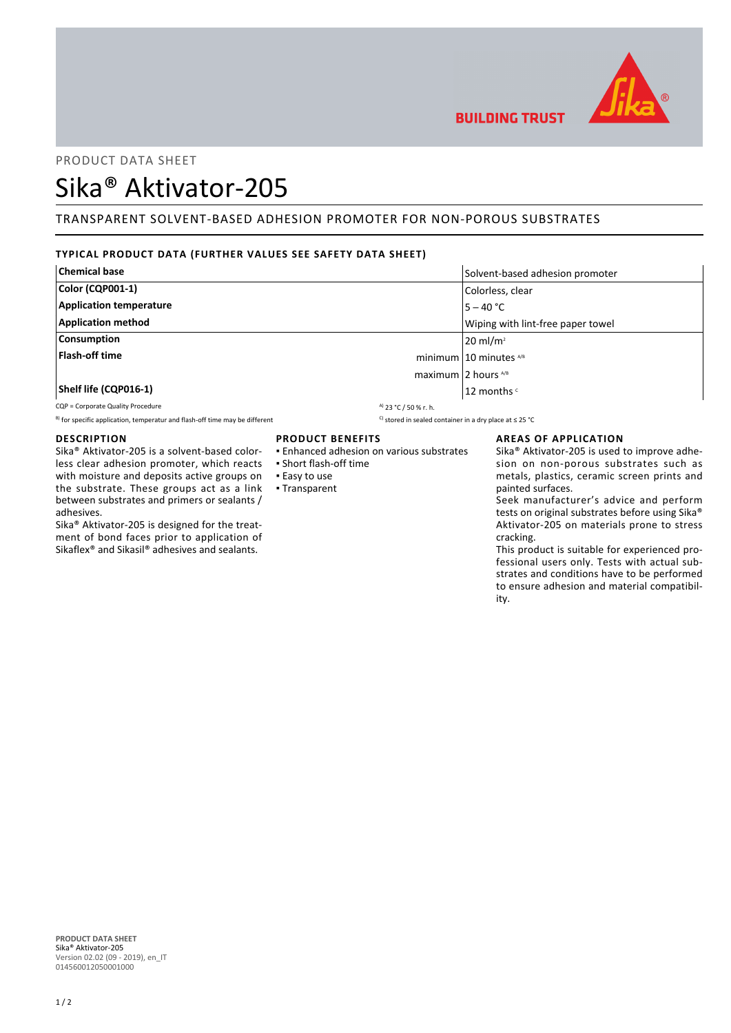PRODUCT DATA SHEET

# Sika® Aktivator-205

## TRANSPARENT SOLVENT-BASED ADHESION PROMOTER FOR NON-POROUS SUBSTRATES

### TYPICAL PRODUCT DATA (FURTHER VALUES SEE SAFETY DATA SHEET)

| Property | | Value |
|---|---|---|
| **Chemical base** | | Solvent-based adhesion promoter |
| **Color (CQP001-1)** | | Colorless, clear |
| **Application temperature** | | 5 – 40 °C |
| **Application method** | | Wiping with lint-free paper towel |
| **Consumption** | | 20 ml/m² |
| **Flash-off time** | minimum | 10 minutes [A/B] |
| | maximum | 2 hours [A/B] |
| **Shelf life (CQP016-1)** | | 12 months [C] |

CQP = Corporate Quality Procedure
[A] 23 °C / 50 % r. h.
[B] for specific application, temperatur and flash-off time may be different
[C] stored in sealed container in a dry place at ≤ 25 °C

### DESCRIPTION

Sika® Aktivator-205 is a solvent-based colorless clear adhesion promoter, which reacts with moisture and deposits active groups on the substrate. These groups act as a link between substrates and primers or sealants / adhesives.

Sika® Aktivator-205 is designed for the treatment of bond faces prior to application of Sikaflex® and Sikasil® adhesives and sealants.

### PRODUCT BENEFITS

- Enhanced adhesion on various substrates
- Short flash-off time
- Easy to use
- Transparent

### AREAS OF APPLICATION

Sika® Aktivator-205 is used to improve adhesion on non-porous substrates such as metals, plastics, ceramic screen prints and painted surfaces.

Seek manufacturer's advice and perform tests on original substrates before using Sika® Aktivator-205 on materials prone to stress cracking.

This product is suitable for experienced professional users only. Tests with actual substrates and conditions have to be performed to ensure adhesion and material compatibility.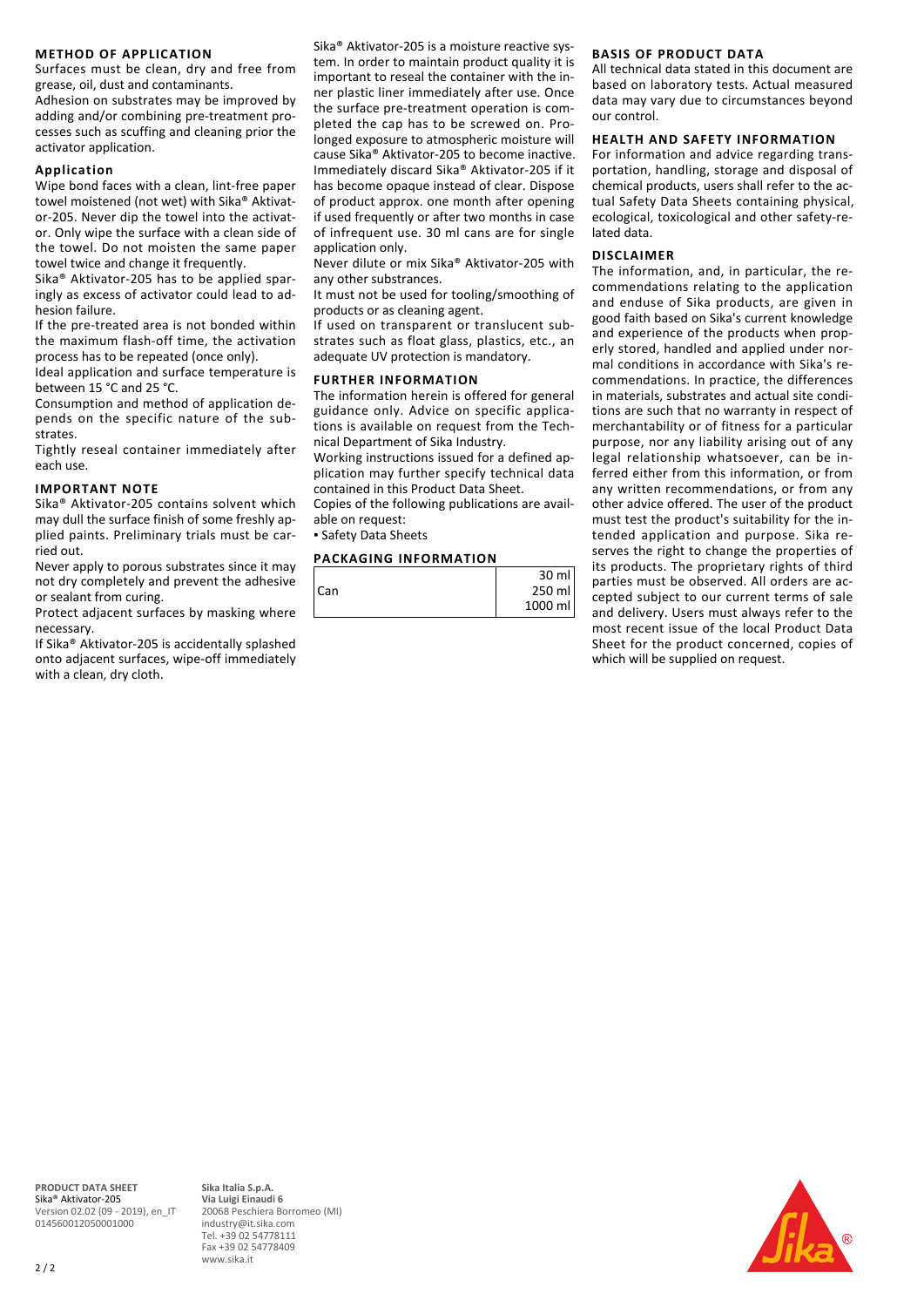## METHOD OF APPLICATION

Surfaces must be clean, dry and free from grease, oil, dust and contaminants.

Adhesion on substrates may be improved by adding and/or combining pre-treatment processes such as scuffing and cleaning prior the activator application.

### Application

Wipe bond faces with a clean, lint-free paper towel moistened (not wet) with Sika® Aktivator-205. Never dip the towel into the activator. Only wipe the surface with a clean side of the towel. Do not moisten the same paper towel twice and change it frequently.

Sika® Aktivator-205 has to be applied sparingly as excess of activator could lead to adhesion failure.

If the pre-treated area is not bonded within the maximum flash-off time, the activation process has to be repeated (once only).

Ideal application and surface temperature is between 15 °C and 25 °C.

Consumption and method of application depends on the specific nature of the substrates.

Tightly reseal container immediately after each use.

## IMPORTANT NOTE

Sika® Aktivator-205 contains solvent which may dull the surface finish of some freshly applied paints. Preliminary trials must be carried out.

Never apply to porous substrates since it may not dry completely and prevent the adhesive or sealant from curing.

Protect adjacent surfaces by masking where necessary.

If Sika® Aktivator-205 is accidentally splashed onto adjacent surfaces, wipe-off immediately with a clean, dry cloth.

Sika® Aktivator-205 is a moisture reactive system. In order to maintain product quality it is important to reseal the container with the inner plastic liner immediately after use. Once the surface pre-treatment operation is completed the cap has to be screwed on. Prolonged exposure to atmospheric moisture will cause Sika® Aktivator-205 to become inactive. Immediately discard Sika® Aktivator-205 if it has become opaque instead of clear. Dispose of product approx. one month after opening if used frequently or after two months in case of infrequent use. 30 ml cans are for single application only.

Never dilute or mix Sika® Aktivator-205 with any other substances.

It must not be used for tooling/smoothing of products or as cleaning agent.

If used on transparent or translucent substrates such as float glass, plastics, etc., an adequate UV protection is mandatory.

## FURTHER INFORMATION

The information herein is offered for general guidance only. Advice on specific applications is available on request from the Technical Department of Sika Industry.

Working instructions issued for a defined application may further specify technical data contained in this Product Data Sheet.

Copies of the following publications are available on request:

- Safety Data Sheets

## PACKAGING INFORMATION

| | |
|---|---|
| Can | 30 ml<br>250 ml<br>1000 ml |

## BASIS OF PRODUCT DATA

All technical data stated in this document are based on laboratory tests. Actual measured data may vary due to circumstances beyond our control.

## HEALTH AND SAFETY INFORMATION

For information and advice regarding transportation, handling, storage and disposal of chemical products, users shall refer to the actual Safety Data Sheets containing physical, ecological, toxicological and other safety-related data.

## DISCLAIMER

The information, and, in particular, the recommendations relating to the application and enduse of Sika products, are given in good faith based on Sika's current knowledge and experience of the products when properly stored, handled and applied under normal conditions in accordance with Sika's recommendations. In practice, the differences in materials, substrates and actual site conditions are such that no warranty in respect of merchantability or of fitness for a particular purpose, nor any liability arising out of any legal relationship whatsoever, can be inferred either from this information, or from any written recommendations, or from any other advice offered. The user of the product must test the product's suitability for the intended application and purpose. Sika reserves the right to change the properties of its products. The proprietary rights of third parties must be observed. All orders are accepted subject to our current terms of sale and delivery. Users must always refer to the most recent issue of the local Product Data Sheet for the product concerned, copies of which will be supplied on request.

**PRODUCT DATA SHEET**
Sika® Aktivator-205
Version 02.02 (09 - 2019), en_IT
014560012050001000

**Sika Italia S.p.A.**
**Via Luigi Einaudi 6**
20068 Peschiera Borromeo (MI)
industry@it.sika.com
Tel. +39 02 54778111
Fax +39 02 54778409
www.sika.it